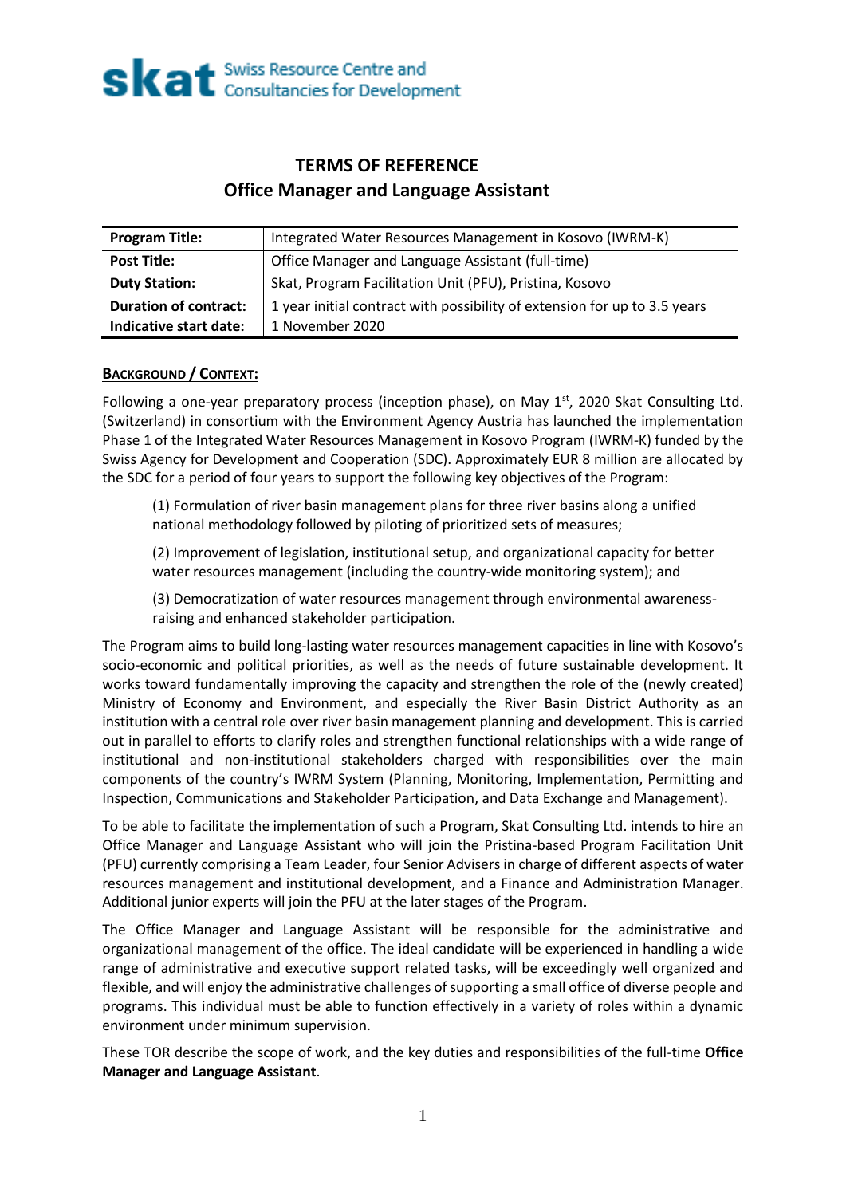**skat** Swiss Resource Centre and Consultancies for Development

# TERMS OF REFERENCE
## Office Manager and Language Assistant

| **Program Title:** | Integrated Water Resources Management in Kosovo (IWRM-K) |
|---|---|
| **Post Title:** | Office Manager and Language Assistant (full-time) |
| **Duty Station:** | Skat, Program Facilitation Unit (PFU), Pristina, Kosovo |
| **Duration of contract:** | 1 year initial contract with possibility of extension for up to 3.5 years |
| **Indicative start date:** | 1 November 2020 |

### BACKGROUND / CONTEXT:

Following a one-year preparatory process (inception phase), on May 1st, 2020 Skat Consulting Ltd. (Switzerland) in consortium with the Environment Agency Austria has launched the implementation Phase 1 of the Integrated Water Resources Management in Kosovo Program (IWRM-K) funded by the Swiss Agency for Development and Cooperation (SDC). Approximately EUR 8 million are allocated by the SDC for a period of four years to support the following key objectives of the Program:

(1) Formulation of river basin management plans for three river basins along a unified national methodology followed by piloting of prioritized sets of measures;

(2) Improvement of legislation, institutional setup, and organizational capacity for better water resources management (including the country-wide monitoring system); and

(3) Democratization of water resources management through environmental awareness-raising and enhanced stakeholder participation.

The Program aims to build long-lasting water resources management capacities in line with Kosovo's socio-economic and political priorities, as well as the needs of future sustainable development. It works toward fundamentally improving the capacity and strengthen the role of the (newly created) Ministry of Economy and Environment, and especially the River Basin District Authority as an institution with a central role over river basin management planning and development. This is carried out in parallel to efforts to clarify roles and strengthen functional relationships with a wide range of institutional and non-institutional stakeholders charged with responsibilities over the main components of the country's IWRM System (Planning, Monitoring, Implementation, Permitting and Inspection, Communications and Stakeholder Participation, and Data Exchange and Management).

To be able to facilitate the implementation of such a Program, Skat Consulting Ltd. intends to hire an Office Manager and Language Assistant who will join the Pristina-based Program Facilitation Unit (PFU) currently comprising a Team Leader, four Senior Advisers in charge of different aspects of water resources management and institutional development, and a Finance and Administration Manager. Additional junior experts will join the PFU at the later stages of the Program.

The Office Manager and Language Assistant will be responsible for the administrative and organizational management of the office. The ideal candidate will be experienced in handling a wide range of administrative and executive support related tasks, will be exceedingly well organized and flexible, and will enjoy the administrative challenges of supporting a small office of diverse people and programs. This individual must be able to function effectively in a variety of roles within a dynamic environment under minimum supervision.

These TOR describe the scope of work, and the key duties and responsibilities of the full-time **Office Manager and Language Assistant**.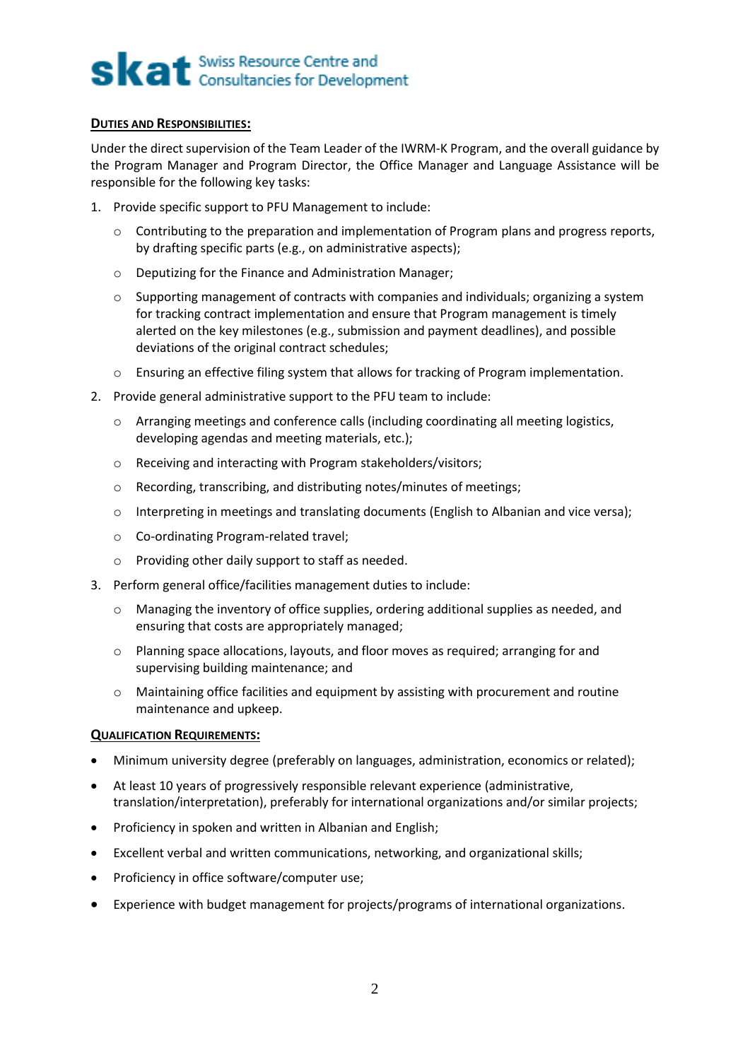**Duties and Responsibilities:**

Under the direct supervision of the Team Leader of the IWRM-K Program, and the overall guidance by the Program Manager and Program Director, the Office Manager and Language Assistance will be responsible for the following key tasks:

1. Provide specific support to PFU Management to include:
   - Contributing to the preparation and implementation of Program plans and progress reports, by drafting specific parts (e.g., on administrative aspects);
   - Deputizing for the Finance and Administration Manager;
   - Supporting management of contracts with companies and individuals; organizing a system for tracking contract implementation and ensure that Program management is timely alerted on the key milestones (e.g., submission and payment deadlines), and possible deviations of the original contract schedules;
   - Ensuring an effective filing system that allows for tracking of Program implementation.
2. Provide general administrative support to the PFU team to include:
   - Arranging meetings and conference calls (including coordinating all meeting logistics, developing agendas and meeting materials, etc.);
   - Receiving and interacting with Program stakeholders/visitors;
   - Recording, transcribing, and distributing notes/minutes of meetings;
   - Interpreting in meetings and translating documents (English to Albanian and vice versa);
   - Co-ordinating Program-related travel;
   - Providing other daily support to staff as needed.
3. Perform general office/facilities management duties to include:
   - Managing the inventory of office supplies, ordering additional supplies as needed, and ensuring that costs are appropriately managed;
   - Planning space allocations, layouts, and floor moves as required; arranging for and supervising building maintenance; and
   - Maintaining office facilities and equipment by assisting with procurement and routine maintenance and upkeep.

**Qualification Requirements:**

- Minimum university degree (preferably on languages, administration, economics or related);
- At least 10 years of progressively responsible relevant experience (administrative, translation/interpretation), preferably for international organizations and/or similar projects;
- Proficiency in spoken and written in Albanian and English;
- Excellent verbal and written communications, networking, and organizational skills;
- Proficiency in office software/computer use;
- Experience with budget management for projects/programs of international organizations.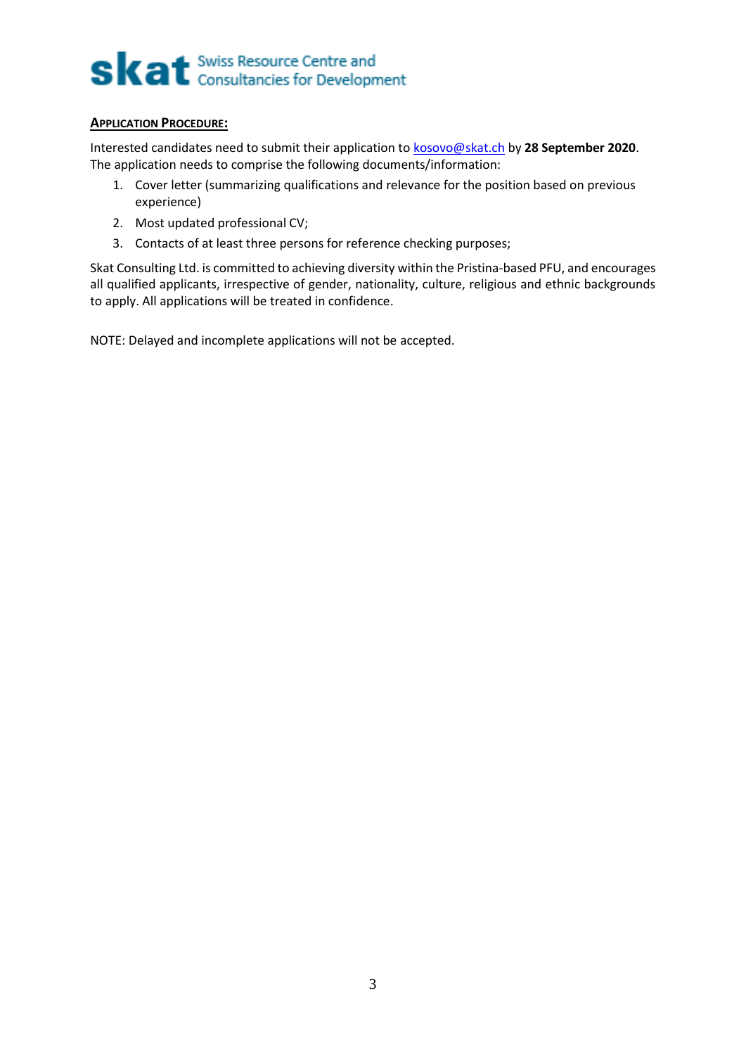## APPLICATION PROCEDURE:

Interested candidates need to submit their application to kosovo@skat.ch by **28 September 2020**. The application needs to comprise the following documents/information:

1. Cover letter (summarizing qualifications and relevance for the position based on previous experience)
2. Most updated professional CV;
3. Contacts of at least three persons for reference checking purposes;

Skat Consulting Ltd. is committed to achieving diversity within the Pristina-based PFU, and encourages all qualified applicants, irrespective of gender, nationality, culture, religious and ethnic backgrounds to apply. All applications will be treated in confidence.

NOTE: Delayed and incomplete applications will not be accepted.